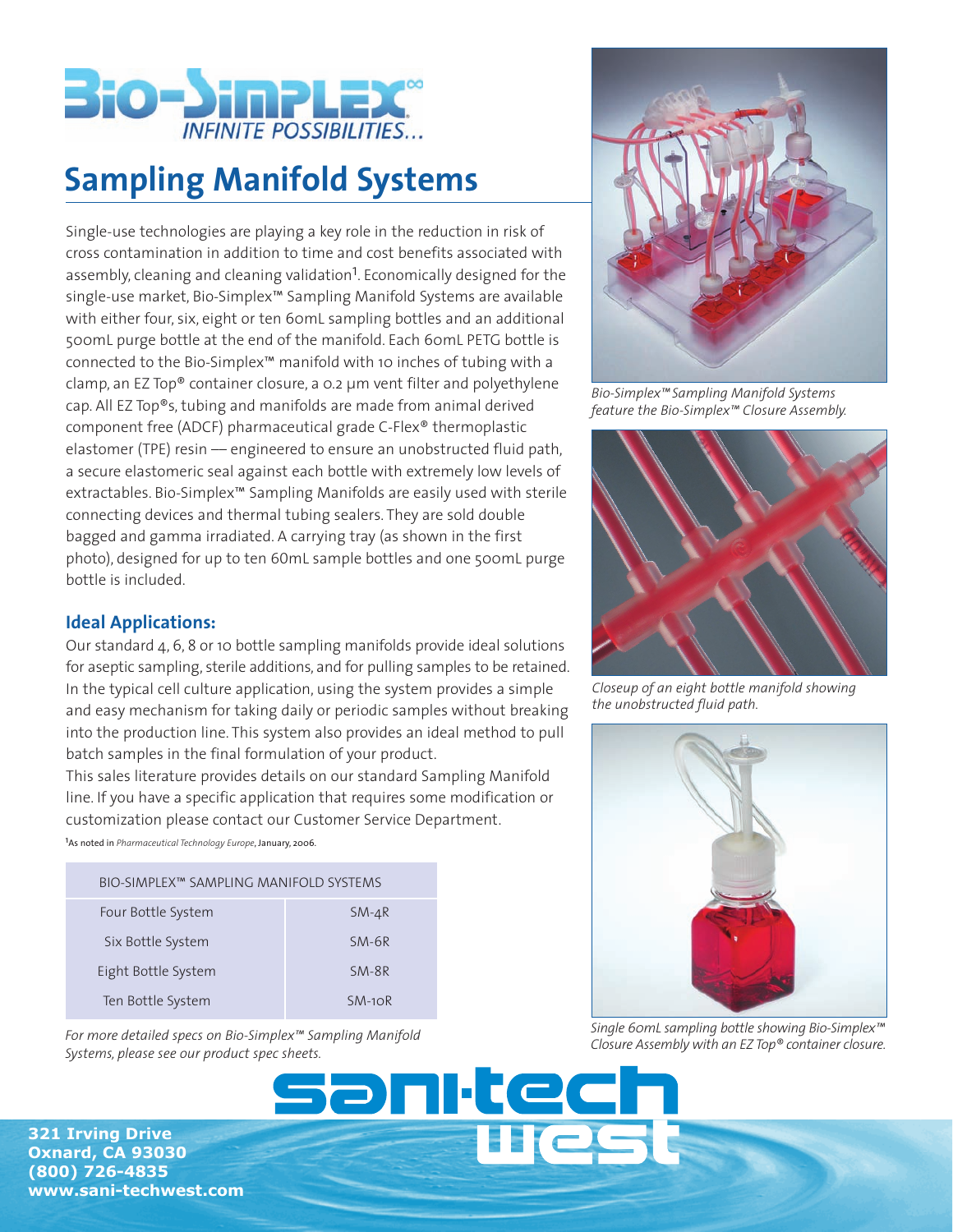# Bio-Simplex

INFINITE POSSIBILITIES...

## Sampling Manifold Systems

Single-use technologies are playing a key role in the reduction in risk of cross contamination in addition to time and cost benefits associated with assembly, cleaning and cleaning validation[1]. Economically designed for the single-use market, Bio-Simplex™ Sampling Manifold Systems are available with either four, six, eight or ten 60mL sampling bottles and an additional 500mL purge bottle at the end of the manifold. Each 60mL PETG bottle is connected to the Bio-Simplex™ manifold with 10 inches of tubing with a clamp, an EZ Top® container closure, a 0.2 µm vent filter and polyethylene cap. All EZ Top®s, tubing and manifolds are made from animal derived component free (ADCF) pharmaceutical grade C-Flex® thermoplastic elastomer (TPE) resin — engineered to ensure an unobstructed fluid path, a secure elastomeric seal against each bottle with extremely low levels of extractables. Bio-Simplex™ Sampling Manifolds are easily used with sterile connecting devices and thermal tubing sealers. They are sold double bagged and gamma irradiated. A carrying tray (as shown in the first photo), designed for up to ten 60mL sample bottles and one 500mL purge bottle is included.

### Ideal Applications:

Our standard 4, 6, 8 or 10 bottle sampling manifolds provide ideal solutions for aseptic sampling, sterile additions, and for pulling samples to be retained. In the typical cell culture application, using the system provides a simple and easy mechanism for taking daily or periodic samples without breaking into the production line. This system also provides an ideal method to pull batch samples in the final formulation of your product.

This sales literature provides details on our standard Sampling Manifold line. If you have a specific application that requires some modification or customization please contact our Customer Service Department.

[1]As noted in *Pharmaceutical Technology Europe*, January, 2006.

| BIO-SIMPLEX™ SAMPLING MANIFOLD SYSTEMS | |
|---|---|
| Four Bottle System | SM-4R |
| Six Bottle System | SM-6R |
| Eight Bottle System | SM-8R |
| Ten Bottle System | SM-10R |

*For more detailed specs on Bio-Simplex™ Sampling Manifold Systems, please see our product spec sheets.*

*Bio-Simplex™ Sampling Manifold Systems feature the Bio-Simplex™ Closure Assembly.*

*Closeup of an eight bottle manifold showing the unobstructed fluid path.*

*Single 60mL sampling bottle showing Bio-Simplex™ Closure Assembly with an EZ Top® container closure.*

sani-tech west

**321 Irving Drive**
**Oxnard, CA 93030**
**(800) 726-4835**
**www.sani-techwest.com**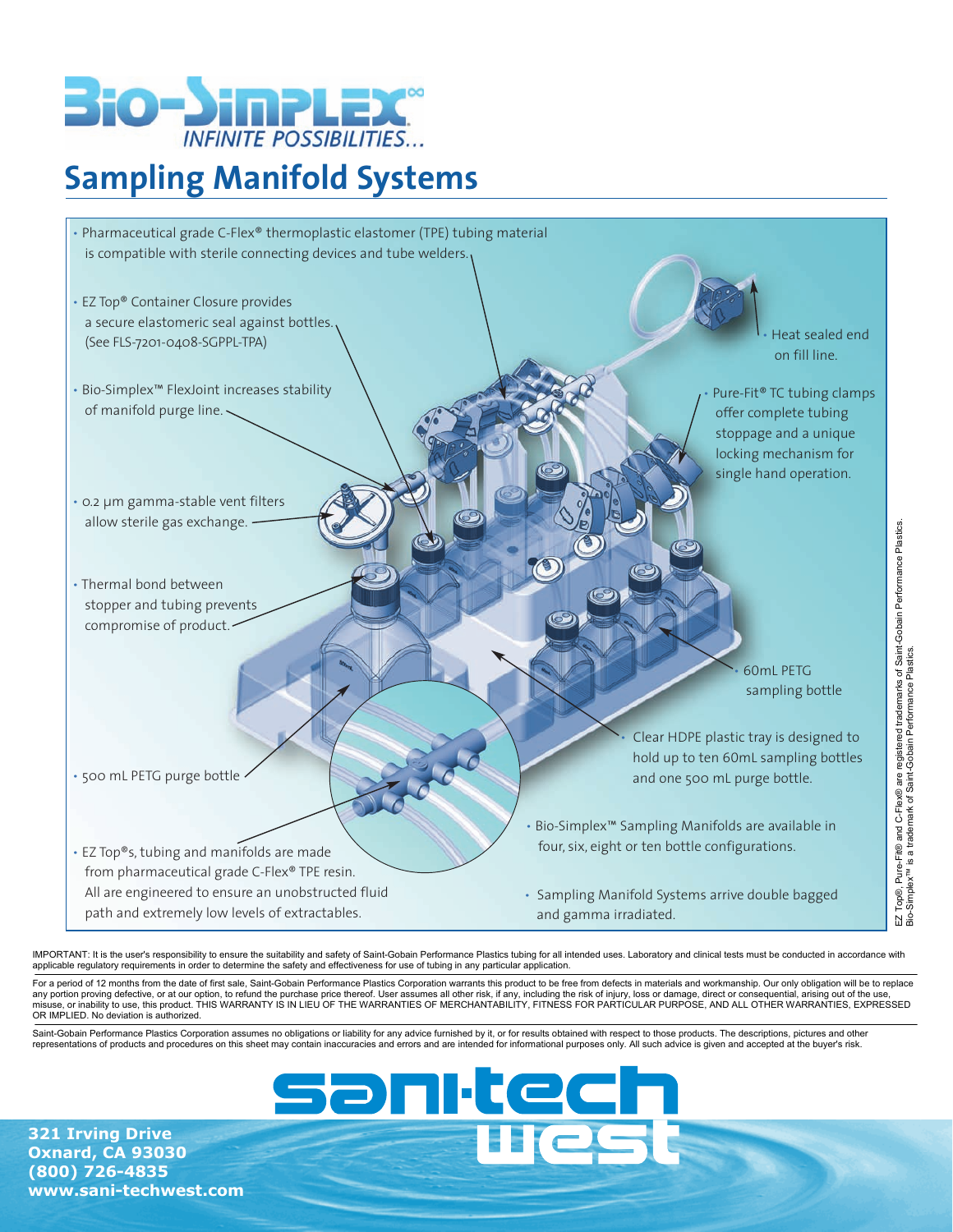# Bio-Simplex∞

*INFINITE POSSIBILITIES...*

## Sampling Manifold Systems

- Pharmaceutical grade C-Flex® thermoplastic elastomer (TPE) tubing material is compatible with sterile connecting devices and tube welders.
- EZ Top® Container Closure provides a secure elastomeric seal against bottles. (See FLS-7201-0408-SGPPL-TPA)
- Bio-Simplex™ FlexJoint increases stability of manifold purge line.
- 0.2 µm gamma-stable vent filters allow sterile gas exchange.
- Thermal bond between stopper and tubing prevents compromise of product.
- 500 mL PETG purge bottle
- EZ Top®s, tubing and manifolds are made from pharmaceutical grade C-Flex® TPE resin. All are engineered to ensure an unobstructed fluid path and extremely low levels of extractables.
- Heat sealed end on fill line.
- Pure-Fit® TC tubing clamps offer complete tubing stoppage and a unique locking mechanism for single hand operation.
- 60mL PETG sampling bottle
- Clear HDPE plastic tray is designed to hold up to ten 60mL sampling bottles and one 500 mL purge bottle.
- Bio-Simplex™ Sampling Manifolds are available in four, six, eight or ten bottle configurations.
- Sampling Manifold Systems arrive double bagged and gamma irradiated.

EZ Top®, Pure-Fit® and C-Flex® are registered trademarks of Saint-Gobain Performance Plastics. Bio-Simplex™ is a trademark of Saint-Gobain Performance Plastics.

IMPORTANT: It is the user's responsibility to ensure the suitability and safety of Saint-Gobain Performance Plastics tubing for all intended uses. Laboratory and clinical tests must be conducted in accordance with applicable regulatory requirements in order to determine the safety and effectiveness for use of tubing in any particular application.

For a period of 12 months from the date of first sale, Saint-Gobain Performance Plastics Corporation warrants this product to be free from defects in materials and workmanship. Our only obligation will be to replace any portion proving defective, or at our option, to refund the purchase price thereof. User assumes all other risk, if any, including the risk of injury, loss or damage, direct or consequential, arising out of the use, misuse, or inability to use, this product. THIS WARRANTY IS IN LIEU OF THE WARRANTIES OF MERCHANTABILITY, FITNESS FOR PARTICULAR PURPOSE, AND ALL OTHER WARRANTIES, EXPRESSED OR IMPLIED. No deviation is authorized.

Saint-Gobain Performance Plastics Corporation assumes no obligations or liability for any advice furnished by it, or for results obtained with respect to those products. The descriptions, pictures and other representations of products and procedures on this sheet may contain inaccuracies and errors and are intended for informational purposes only. All such advice is given and accepted at the buyer's risk.

**sani-tech west**

**321 Irving Drive**
**Oxnard, CA 93030**
**(800) 726-4835**
**www.sani-techwest.com**